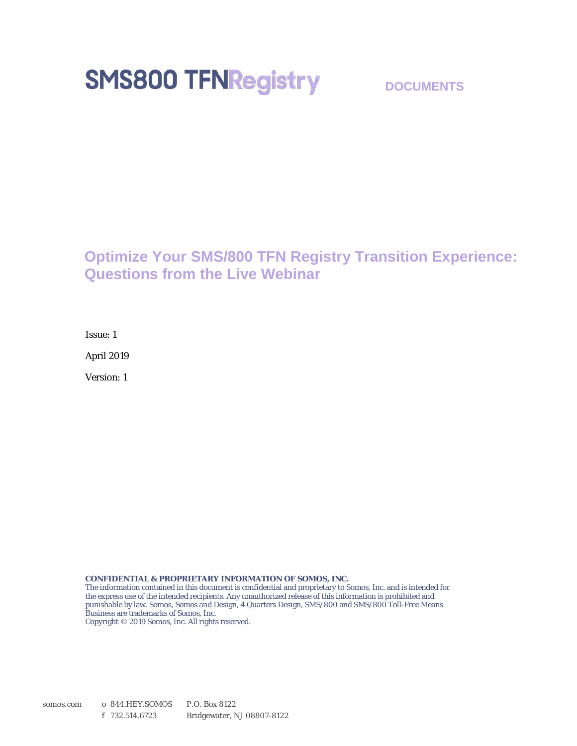SMS800 TFNRegistry

DOCUMENTS

# Optimize Your SMS/800 TFN Registry Transition Experience: Questions from the Live Webinar

Issue: 1

April 2019

Version: 1

**CONFIDENTIAL & PROPRIETARY INFORMATION OF SOMOS, INC.**
The information contained in this document is confidential and proprietary to Somos, Inc. and is intended for the express use of the intended recipients. Any unauthorized release of this information is prohibited and punishable by law. Somos, Somos and Design, 4 Quarters Design, SMS/800 and SMS/800 Toll-Free Means Business are trademarks of Somos, Inc.
Copyright © 2019 Somos, Inc. All rights reserved.

somos.com o 844.HEY.SOMOS f 732.514.6723 P.O. Box 8122 Bridgewater, NJ 08807-8122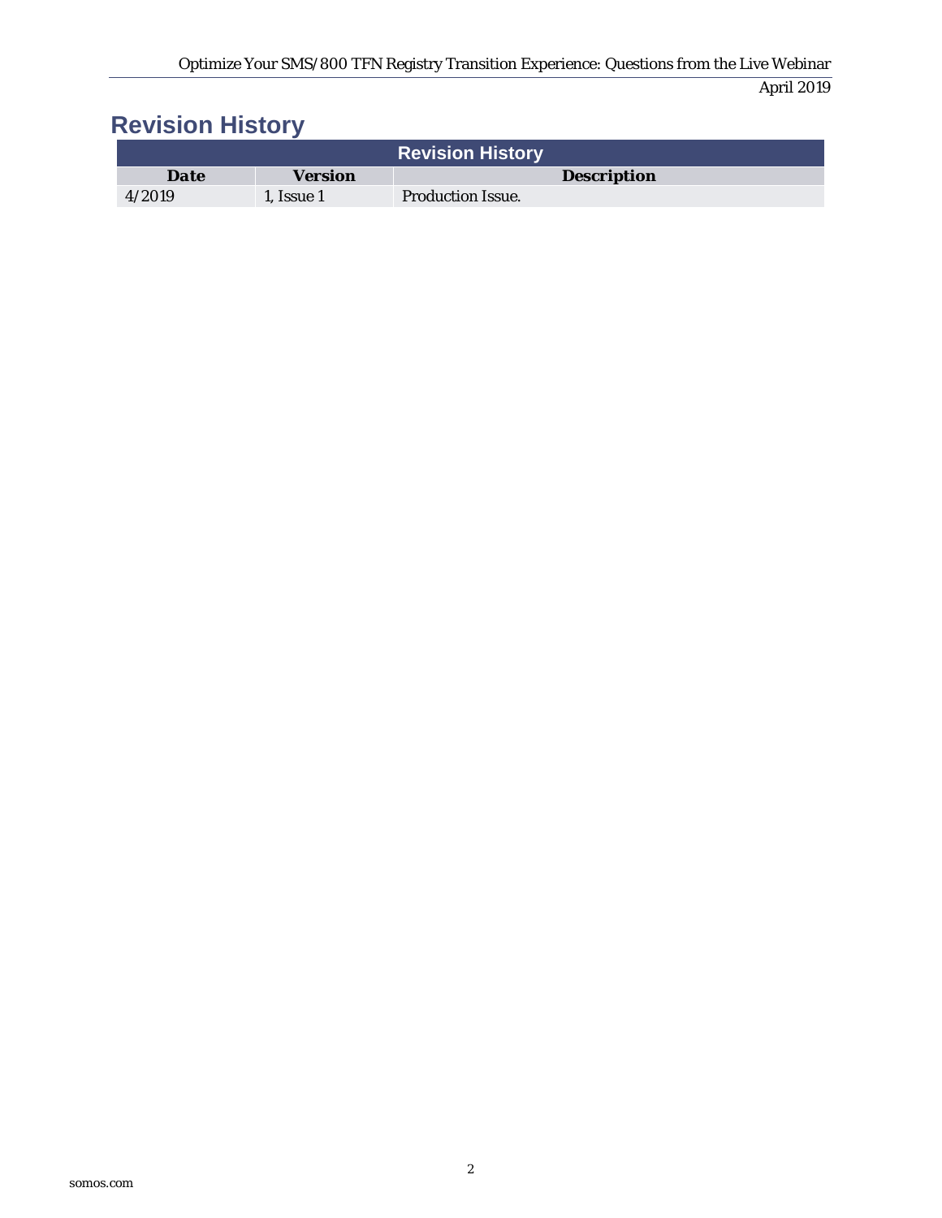# Revision History

| Revision History | | |
|---|---|---|
| **Date** | **Version** | **Description** |
| 4/2019 | 1, Issue 1 | Production Issue. |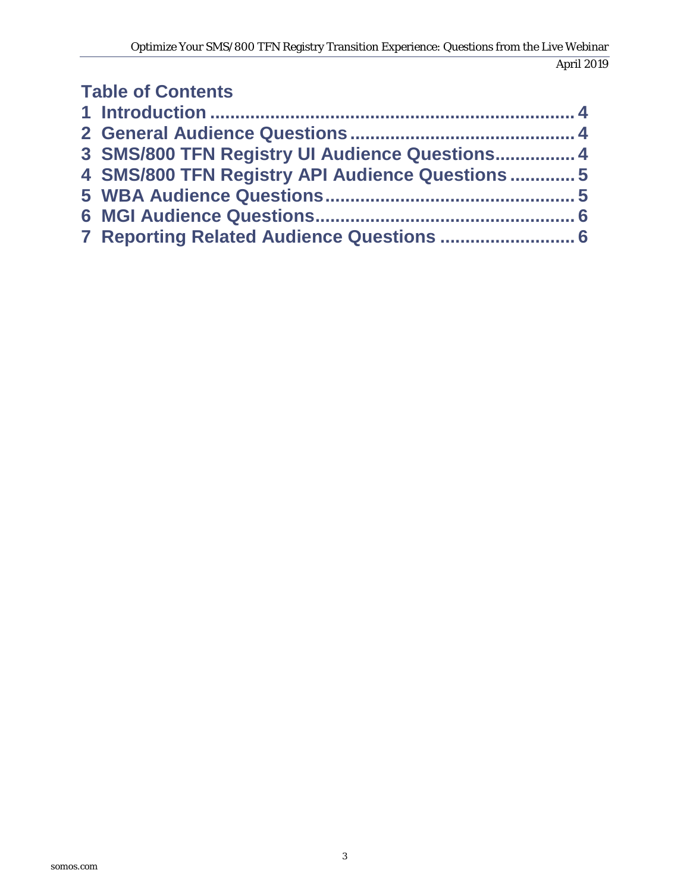## Table of Contents

1 Introduction ........................................................................ 4
2 General Audience Questions ............................................ 4
3 SMS/800 TFN Registry UI Audience Questions ............... 4
4 SMS/800 TFN Registry API Audience Questions ............. 5
5 WBA Audience Questions ................................................. 5
6 MGI Audience Questions ................................................... 6
7 Reporting Related Audience Questions .......................... 6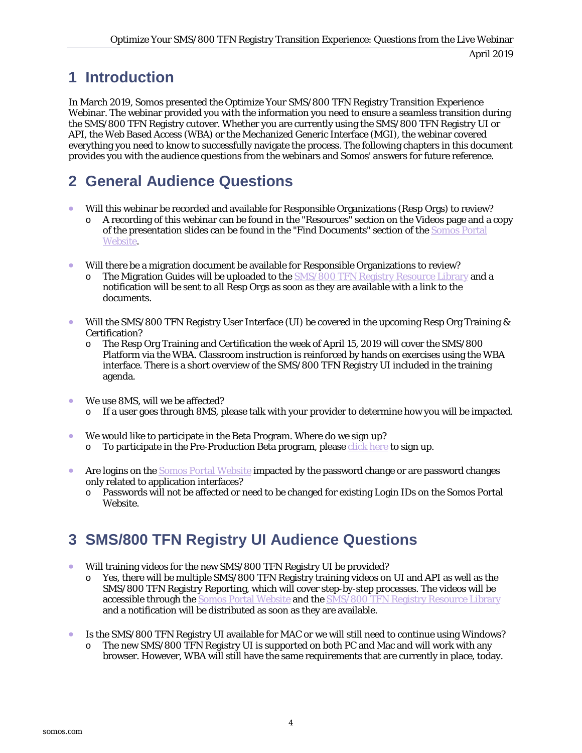# 1 Introduction

In March 2019, Somos presented the Optimize Your SMS/800 TFN Registry Transition Experience Webinar. The webinar provided you with the information you need to ensure a seamless transition during the SMS/800 TFN Registry cutover. Whether you are currently using the SMS/800 TFN Registry UI or API, the Web Based Access (WBA) or the Mechanized Generic Interface (MGI), the webinar covered everything you need to know to successfully navigate the process. The following chapters in this document provides you with the audience questions from the webinars and Somos' answers for future reference.

# 2 General Audience Questions

- Will this webinar be recorded and available for Responsible Organizations (Resp Orgs) to review?
  - A recording of this webinar can be found in the "Resources" section on the Videos page and a copy of the presentation slides can be found in the "Find Documents" section of the Somos Portal Website.
- Will there be a migration document be available for Responsible Organizations to review?
  - The Migration Guides will be uploaded to the SMS/800 TFN Registry Resource Library and a notification will be sent to all Resp Orgs as soon as they are available with a link to the documents.
- Will the SMS/800 TFN Registry User Interface (UI) be covered in the upcoming Resp Org Training & Certification?
  - The Resp Org Training and Certification the week of April 15, 2019 will cover the SMS/800 Platform via the WBA. Classroom instruction is reinforced by hands on exercises using the WBA interface. There is a short overview of the SMS/800 TFN Registry UI included in the training agenda.
- We use 8MS, will we be affected?
  - If a user goes through 8MS, please talk with your provider to determine how you will be impacted.
- We would like to participate in the Beta Program. Where do we sign up?
  - To participate in the Pre-Production Beta program, please click here to sign up.
- Are logins on the Somos Portal Website impacted by the password change or are password changes only related to application interfaces?
  - Passwords will not be affected or need to be changed for existing Login IDs on the Somos Portal Website.

# 3 SMS/800 TFN Registry UI Audience Questions

- Will training videos for the new SMS/800 TFN Registry UI be provided?
  - Yes, there will be multiple SMS/800 TFN Registry training videos on UI and API as well as the SMS/800 TFN Registry Reporting, which will cover step-by-step processes. The videos will be accessible through the Somos Portal Website and the SMS/800 TFN Registry Resource Library and a notification will be distributed as soon as they are available.
- Is the SMS/800 TFN Registry UI available for MAC or we will still need to continue using Windows?
  - The new SMS/800 TFN Registry UI is supported on both PC and Mac and will work with any browser. However, WBA will still have the same requirements that are currently in place, today.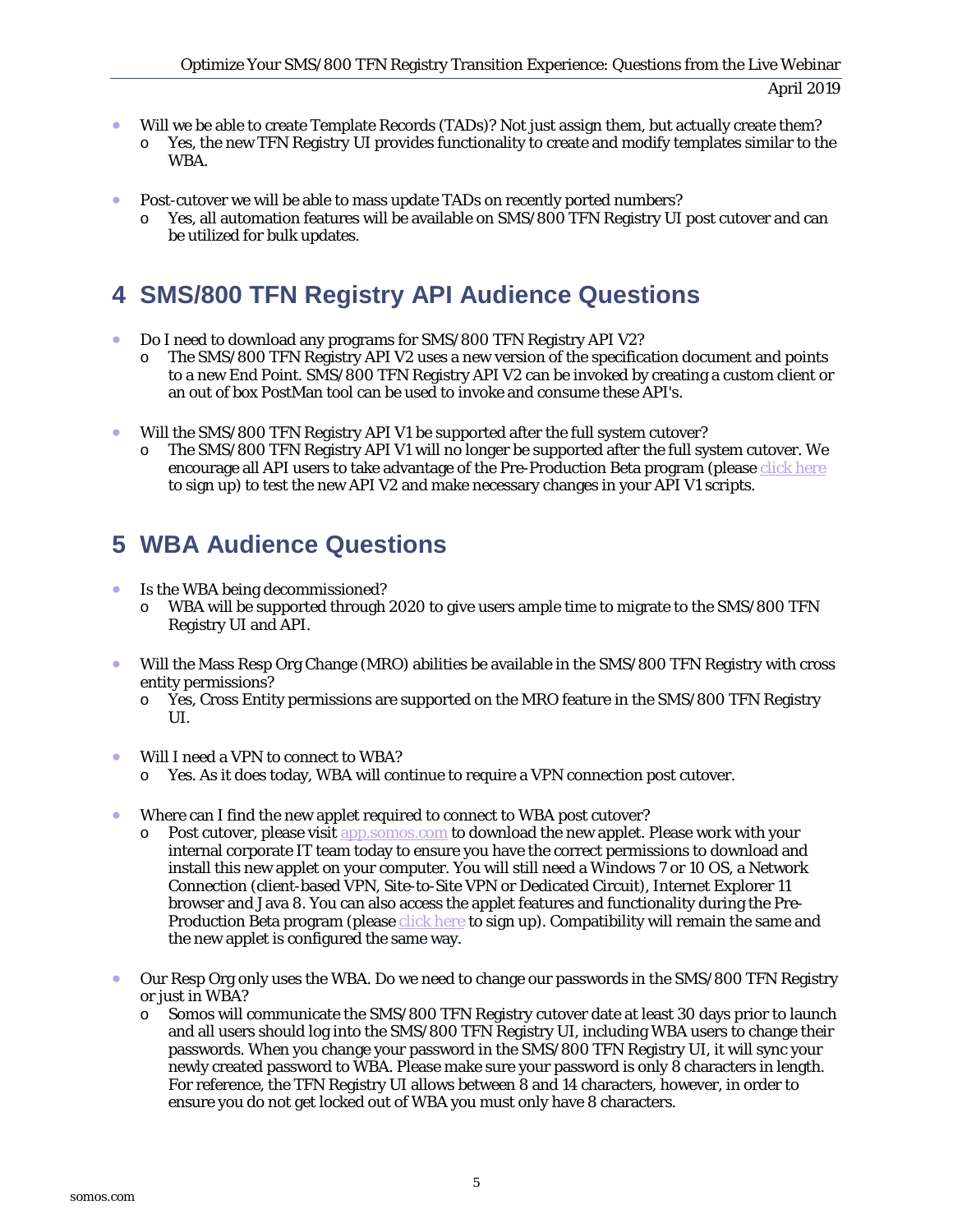- Will we be able to create Template Records (TADs)? Not just assign them, but actually create them?
  - Yes, the new TFN Registry UI provides functionality to create and modify templates similar to the WBA.
- Post-cutover we will be able to mass update TADs on recently ported numbers?
  - Yes, all automation features will be available on SMS/800 TFN Registry UI post cutover and can be utilized for bulk updates.

# 4 SMS/800 TFN Registry API Audience Questions

- Do I need to download any programs for SMS/800 TFN Registry API V2?
  - The SMS/800 TFN Registry API V2 uses a new version of the specification document and points to a new End Point. SMS/800 TFN Registry API V2 can be invoked by creating a custom client or an out of box PostMan tool can be used to invoke and consume these API's.
- Will the SMS/800 TFN Registry API V1 be supported after the full system cutover?
  - The SMS/800 TFN Registry API V1 will no longer be supported after the full system cutover. We encourage all API users to take advantage of the Pre-Production Beta program (please click here to sign up) to test the new API V2 and make necessary changes in your API V1 scripts.

# 5 WBA Audience Questions

- Is the WBA being decommissioned?
  - WBA will be supported through 2020 to give users ample time to migrate to the SMS/800 TFN Registry UI and API.
- Will the Mass Resp Org Change (MRO) abilities be available in the SMS/800 TFN Registry with cross entity permissions?
  - Yes, Cross Entity permissions are supported on the MRO feature in the SMS/800 TFN Registry UI.
- Will I need a VPN to connect to WBA?
  - Yes. As it does today, WBA will continue to require a VPN connection post cutover.
- Where can I find the new applet required to connect to WBA post cutover?
  - Post cutover, please visit app.somos.com to download the new applet. Please work with your internal corporate IT team today to ensure you have the correct permissions to download and install this new applet on your computer. You will still need a Windows 7 or 10 OS, a Network Connection (client-based VPN, Site-to-Site VPN or Dedicated Circuit), Internet Explorer 11 browser and Java 8. You can also access the applet features and functionality during the Pre-Production Beta program (please click here to sign up). Compatibility will remain the same and the new applet is configured the same way.
- Our Resp Org only uses the WBA. Do we need to change our passwords in the SMS/800 TFN Registry or just in WBA?
  - Somos will communicate the SMS/800 TFN Registry cutover date at least 30 days prior to launch and all users should log into the SMS/800 TFN Registry UI, including WBA users to change their passwords. When you change your password in the SMS/800 TFN Registry UI, it will sync your newly created password to WBA. Please make sure your password is only 8 characters in length. For reference, the TFN Registry UI allows between 8 and 14 characters, however, in order to ensure you do not get locked out of WBA you must only have 8 characters.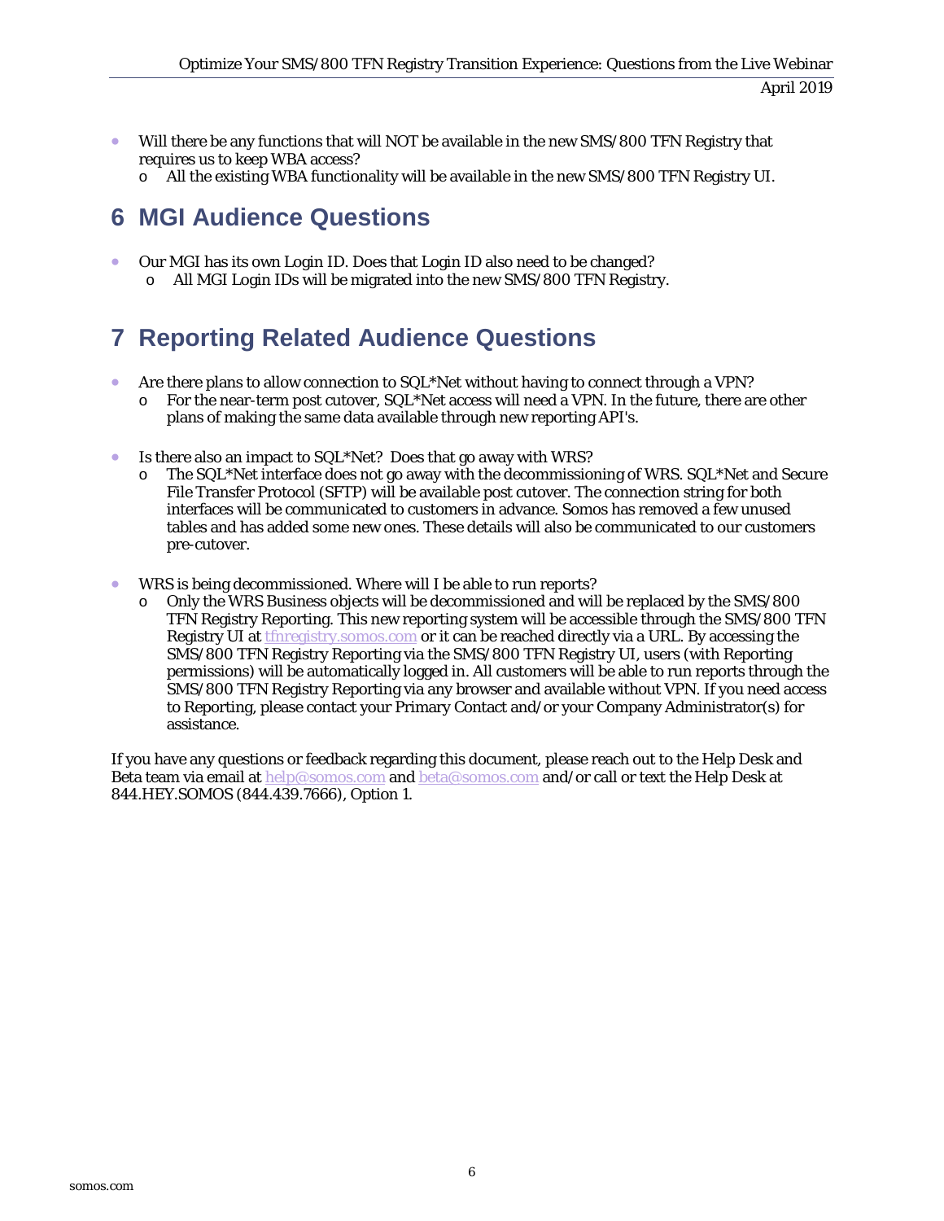- Will there be any functions that will NOT be available in the new SMS/800 TFN Registry that requires us to keep WBA access?
  - All the existing WBA functionality will be available in the new SMS/800 TFN Registry UI.

## 6 MGI Audience Questions

- Our MGI has its own Login ID. Does that Login ID also need to be changed?
  - All MGI Login IDs will be migrated into the new SMS/800 TFN Registry.

## 7 Reporting Related Audience Questions

- Are there plans to allow connection to SQL*Net without having to connect through a VPN?
  - For the near-term post cutover, SQL*Net access will need a VPN. In the future, there are other plans of making the same data available through new reporting API's.

- Is there also an impact to SQL*Net? Does that go away with WRS?
  - The SQL*Net interface does not go away with the decommissioning of WRS. SQL*Net and Secure File Transfer Protocol (SFTP) will be available post cutover. The connection string for both interfaces will be communicated to customers in advance. Somos has removed a few unused tables and has added some new ones. These details will also be communicated to our customers pre-cutover.

- WRS is being decommissioned. Where will I be able to run reports?
  - Only the WRS Business objects will be decommissioned and will be replaced by the SMS/800 TFN Registry Reporting. This new reporting system will be accessible through the SMS/800 TFN Registry UI at tfnregistry.somos.com or it can be reached directly via a URL. By accessing the SMS/800 TFN Registry Reporting via the SMS/800 TFN Registry UI, users (with Reporting permissions) will be automatically logged in. All customers will be able to run reports through the SMS/800 TFN Registry Reporting via any browser and available without VPN. If you need access to Reporting, please contact your Primary Contact and/or your Company Administrator(s) for assistance.

If you have any questions or feedback regarding this document, please reach out to the Help Desk and Beta team via email at help@somos.com and beta@somos.com and/or call or text the Help Desk at 844.HEY.SOMOS (844.439.7666), Option 1.